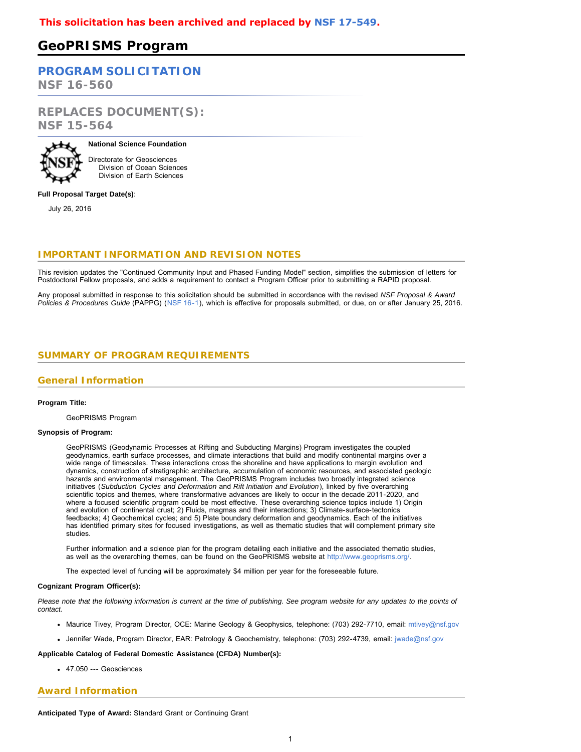**This solicitation has been archived and replaced by NSF 17-549.**

# GeoPRISMS Program

## PROGRAM SOLICITATION
NSF 16-560

## REPLACES DOCUMENT(S):
NSF 15-564

**National Science Foundation**

Directorate for Geosciences
Division of Ocean Sciences
Division of Earth Sciences

**Full Proposal Target Date(s)**:

July 26, 2016

## IMPORTANT INFORMATION AND REVISION NOTES

This revision updates the "Continued Community Input and Phased Funding Model" section, simplifies the submission of letters for Postdoctoral Fellow proposals, and adds a requirement to contact a Program Officer prior to submitting a RAPID proposal.

Any proposal submitted in response to this solicitation should be submitted in accordance with the revised *NSF Proposal & Award Policies & Procedures Guide* (PAPPG) (NSF 16-1), which is effective for proposals submitted, or due, on or after January 25, 2016.

## SUMMARY OF PROGRAM REQUIREMENTS

### General Information

**Program Title:**

GeoPRISMS Program

**Synopsis of Program:**

GeoPRISMS (Geodynamic Processes at Rifting and Subducting Margins) Program investigates the coupled geodynamics, earth surface processes, and climate interactions that build and modify continental margins over a wide range of timescales. These interactions cross the shoreline and have applications to margin evolution and dynamics, construction of stratigraphic architecture, accumulation of economic resources, and associated geologic hazards and environmental management. The GeoPRISMS Program includes two broadly integrated science initiatives (*Subduction Cycles and Deformation* and *Rift Initiation and Evolution*), linked by five overarching scientific topics and themes, where transformative advances are likely to occur in the decade 2011-2020, and where a focused scientific program could be most effective. These overarching science topics include 1) Origin and evolution of continental crust; 2) Fluids, magmas and their interactions; 3) Climate-surface-tectonics feedbacks; 4) Geochemical cycles; and 5) Plate boundary deformation and geodynamics. Each of the initiatives has identified primary sites for focused investigations, as well as thematic studies that will complement primary site studies.

Further information and a science plan for the program detailing each initiative and the associated thematic studies, as well as the overarching themes, can be found on the GeoPRISMS website at http://www.geoprisms.org/.

The expected level of funding will be approximately $4 million per year for the foreseeable future.

**Cognizant Program Officer(s):**

*Please note that the following information is current at the time of publishing. See program website for any updates to the points of contact.*

- Maurice Tivey, Program Director, OCE: Marine Geology & Geophysics, telephone: (703) 292-7710, email: mtivey@nsf.gov
- Jennifer Wade, Program Director, EAR: Petrology & Geochemistry, telephone: (703) 292-4739, email: jwade@nsf.gov

**Applicable Catalog of Federal Domestic Assistance (CFDA) Number(s):**

- 47.050 --- Geosciences

### Award Information

**Anticipated Type of Award:** Standard Grant or Continuing Grant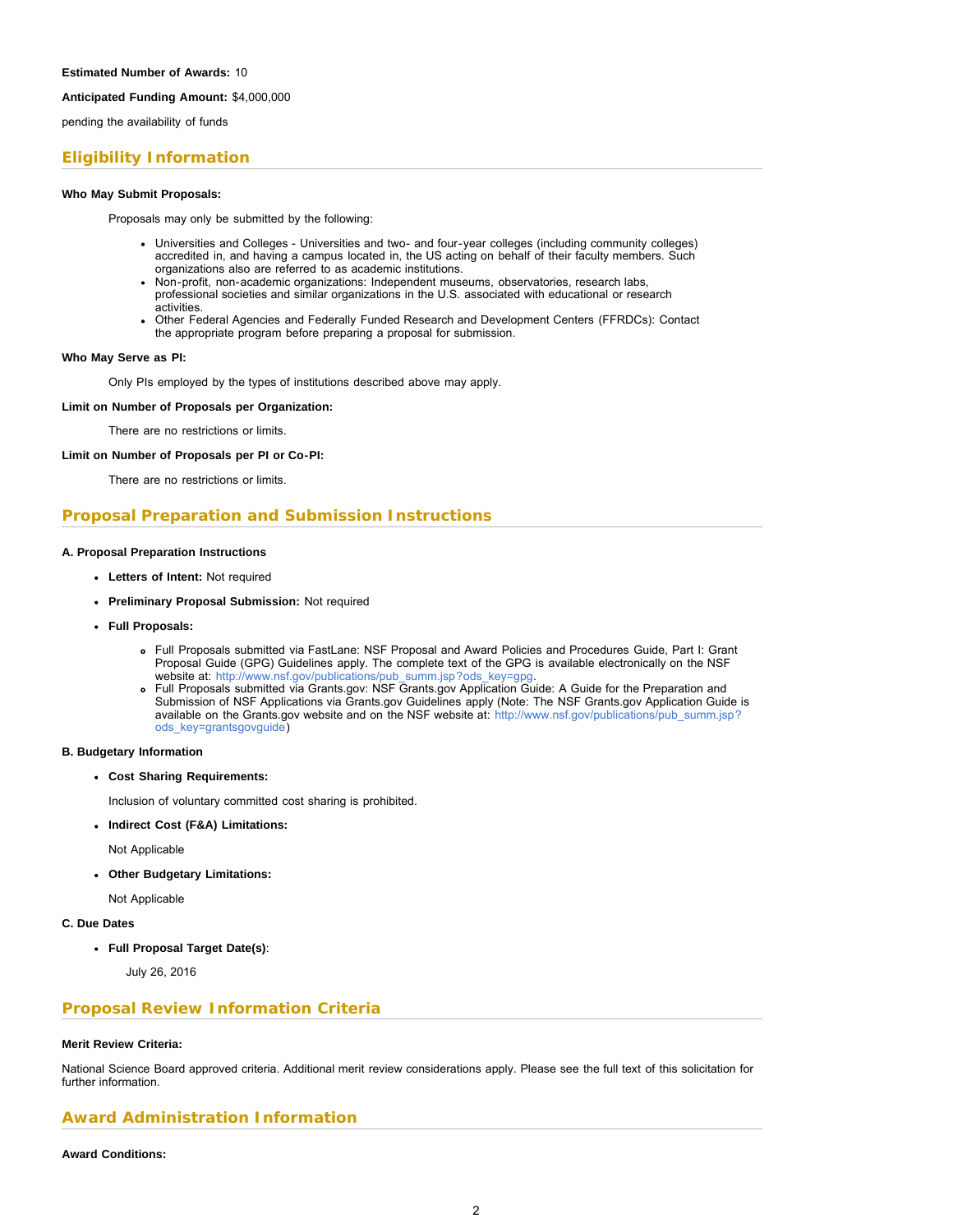**Estimated Number of Awards:** 10

**Anticipated Funding Amount:** $4,000,000

pending the availability of funds

## Eligibility Information

**Who May Submit Proposals:**

Proposals may only be submitted by the following:

- Universities and Colleges - Universities and two- and four-year colleges (including community colleges) accredited in, and having a campus located in, the US acting on behalf of their faculty members. Such organizations also are referred to as academic institutions.
- Non-profit, non-academic organizations: Independent museums, observatories, research labs, professional societies and similar organizations in the U.S. associated with educational or research activities.
- Other Federal Agencies and Federally Funded Research and Development Centers (FFRDCs): Contact the appropriate program before preparing a proposal for submission.

**Who May Serve as PI:**

Only PIs employed by the types of institutions described above may apply.

**Limit on Number of Proposals per Organization:**

There are no restrictions or limits.

**Limit on Number of Proposals per PI or Co-PI:**

There are no restrictions or limits.

## Proposal Preparation and Submission Instructions

**A. Proposal Preparation Instructions**

- **Letters of Intent:** Not required
- **Preliminary Proposal Submission:** Not required
- **Full Proposals:**
  - Full Proposals submitted via FastLane: NSF Proposal and Award Policies and Procedures Guide, Part I: Grant Proposal Guide (GPG) Guidelines apply. The complete text of the GPG is available electronically on the NSF website at: http://www.nsf.gov/publications/pub_summ.jsp?ods_key=gpg.
  - Full Proposals submitted via Grants.gov: NSF Grants.gov Application Guide: A Guide for the Preparation and Submission of NSF Applications via Grants.gov Guidelines apply (Note: The NSF Grants.gov Application Guide is available on the Grants.gov website and on the NSF website at: http://www.nsf.gov/publications/pub_summ.jsp?ods_key=grantsgovguide)

**B. Budgetary Information**

- **Cost Sharing Requirements:**

  Inclusion of voluntary committed cost sharing is prohibited.

- **Indirect Cost (F&A) Limitations:**

  Not Applicable

- **Other Budgetary Limitations:**

  Not Applicable

**C. Due Dates**

- **Full Proposal Target Date(s)**:

  July 26, 2016

## Proposal Review Information Criteria

**Merit Review Criteria:**

National Science Board approved criteria. Additional merit review considerations apply. Please see the full text of this solicitation for further information.

## Award Administration Information

**Award Conditions:**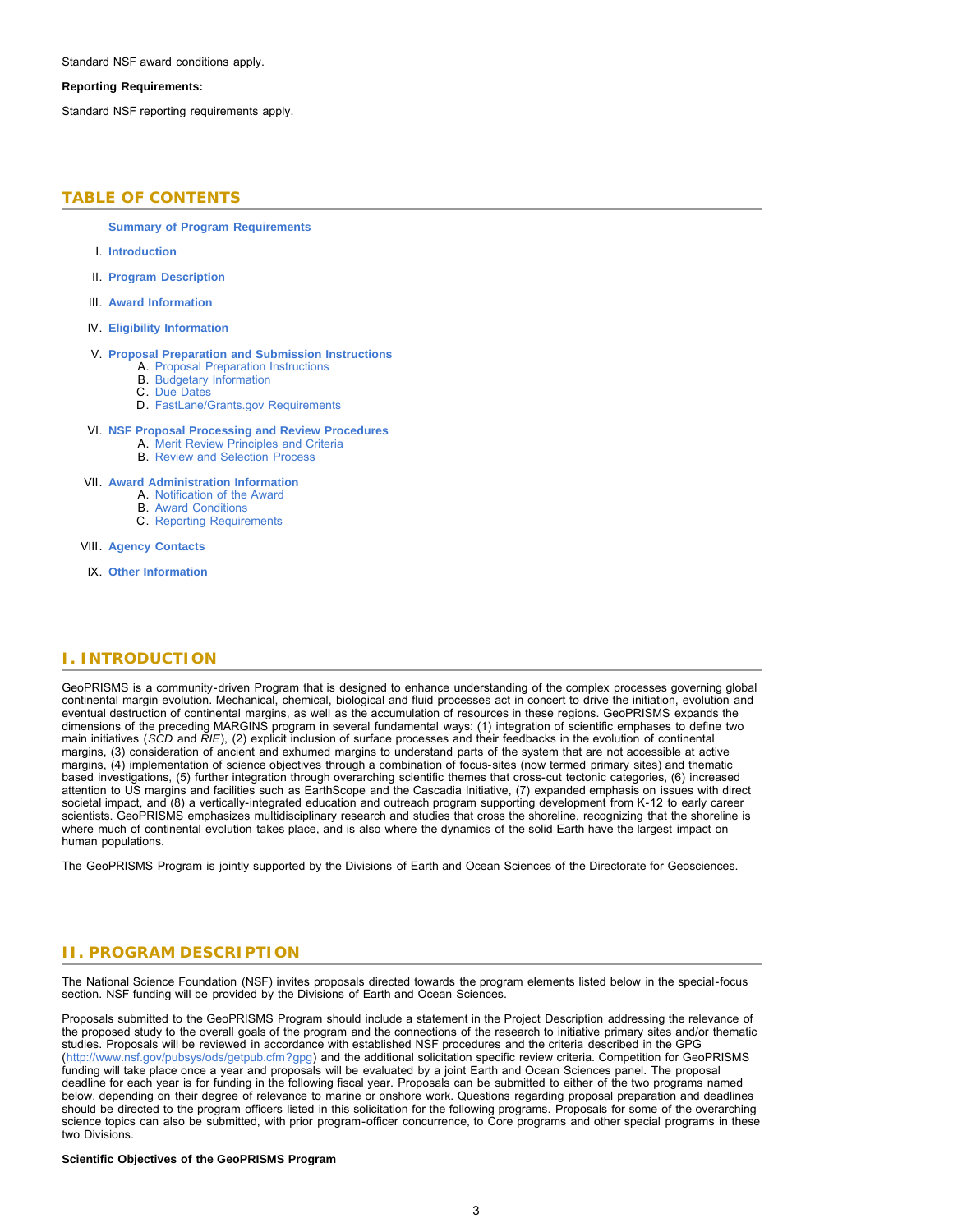Standard NSF award conditions apply.

**Reporting Requirements:**

Standard NSF reporting requirements apply.

## TABLE OF CONTENTS

**Summary of Program Requirements**

I. **Introduction**

II. **Program Description**

III. **Award Information**

IV. **Eligibility Information**

V. **Proposal Preparation and Submission Instructions**
   A. Proposal Preparation Instructions
   B. Budgetary Information
   C. Due Dates
   D. FastLane/Grants.gov Requirements

VI. **NSF Proposal Processing and Review Procedures**
   A. Merit Review Principles and Criteria
   B. Review and Selection Process

VII. **Award Administration Information**
   A. Notification of the Award
   B. Award Conditions
   C. Reporting Requirements

VIII. **Agency Contacts**

IX. **Other Information**

## I. INTRODUCTION

GeoPRISMS is a community-driven Program that is designed to enhance understanding of the complex processes governing global continental margin evolution. Mechanical, chemical, biological and fluid processes act in concert to drive the initiation, evolution and eventual destruction of continental margins, as well as the accumulation of resources in these regions. GeoPRISMS expands the dimensions of the preceding MARGINS program in several fundamental ways: (1) integration of scientific emphases to define two main initiatives (*SCD* and *RIE*), (2) explicit inclusion of surface processes and their feedbacks in the evolution of continental margins, (3) consideration of ancient and exhumed margins to understand parts of the system that are not accessible at active margins, (4) implementation of science objectives through a combination of focus-sites (now termed primary sites) and thematic based investigations, (5) further integration through overarching scientific themes that cross-cut tectonic categories, (6) increased attention to US margins and facilities such as EarthScope and the Cascadia Initiative, (7) expanded emphasis on issues with direct societal impact, and (8) a vertically-integrated education and outreach program supporting development from K-12 to early career scientists. GeoPRISMS emphasizes multidisciplinary research and studies that cross the shoreline, recognizing that the shoreline is where much of continental evolution takes place, and is also where the dynamics of the solid Earth have the largest impact on human populations.

The GeoPRISMS Program is jointly supported by the Divisions of Earth and Ocean Sciences of the Directorate for Geosciences.

## II. PROGRAM DESCRIPTION

The National Science Foundation (NSF) invites proposals directed towards the program elements listed below in the special-focus section. NSF funding will be provided by the Divisions of Earth and Ocean Sciences.

Proposals submitted to the GeoPRISMS Program should include a statement in the Project Description addressing the relevance of the proposed study to the overall goals of the program and the connections of the research to initiative primary sites and/or thematic studies. Proposals will be reviewed in accordance with established NSF procedures and the criteria described in the GPG (http://www.nsf.gov/pubsys/ods/getpub.cfm?gpg) and the additional solicitation specific review criteria. Competition for GeoPRISMS funding will take place once a year and proposals will be evaluated by a joint Earth and Ocean Sciences panel. The proposal deadline for each year is for funding in the following fiscal year. Proposals can be submitted to either of the two programs named below, depending on their degree of relevance to marine or onshore work. Questions regarding proposal preparation and deadlines should be directed to the program officers listed in this solicitation for the following programs. Proposals for some of the overarching science topics can also be submitted, with prior program-officer concurrence, to Core programs and other special programs in these two Divisions.

**Scientific Objectives of the GeoPRISMS Program**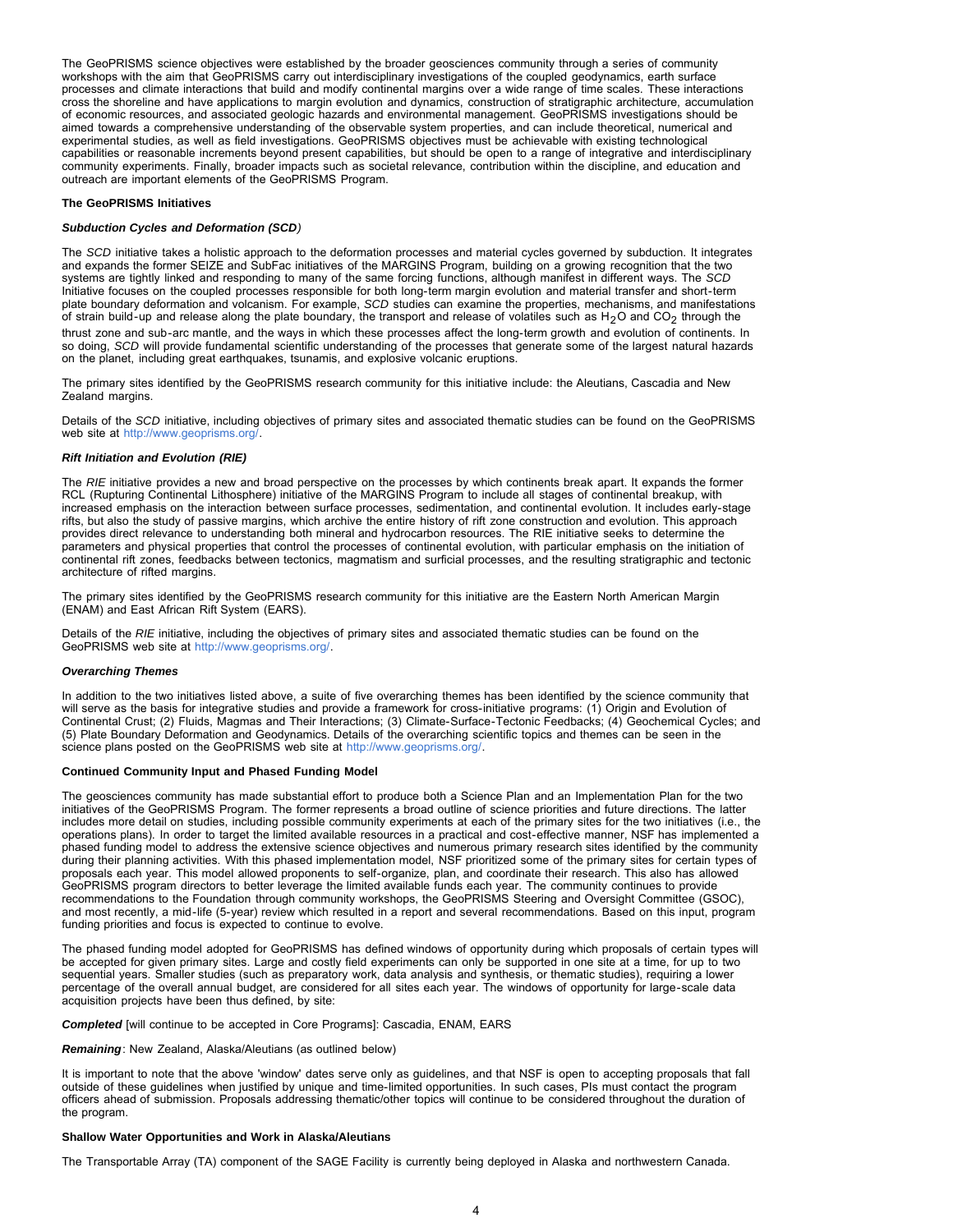The GeoPRISMS science objectives were established by the broader geosciences community through a series of community workshops with the aim that GeoPRISMS carry out interdisciplinary investigations of the coupled geodynamics, earth surface processes and climate interactions that build and modify continental margins over a wide range of time scales. These interactions cross the shoreline and have applications to margin evolution and dynamics, construction of stratigraphic architecture, accumulation of economic resources, and associated geologic hazards and environmental management. GeoPRISMS investigations should be aimed towards a comprehensive understanding of the observable system properties, and can include theoretical, numerical and experimental studies, as well as field investigations. GeoPRISMS objectives must be achievable with existing technological capabilities or reasonable increments beyond present capabilities, but should be open to a range of integrative and interdisciplinary community experiments. Finally, broader impacts such as societal relevance, contribution within the discipline, and education and outreach are important elements of the GeoPRISMS Program.

**The GeoPRISMS Initiatives**

***Subduction Cycles and Deformation (SCD)***

The *SCD* initiative takes a holistic approach to the deformation processes and material cycles governed by subduction. It integrates and expands the former SEIZE and SubFac initiatives of the MARGINS Program, building on a growing recognition that the two systems are tightly linked and responding to many of the same forcing functions, although manifest in different ways. The *SCD* Initiative focuses on the coupled processes responsible for both long-term margin evolution and material transfer and short-term plate boundary deformation and volcanism. For example, *SCD* studies can examine the properties, mechanisms, and manifestations of strain build-up and release along the plate boundary, the transport and release of volatiles such as $H_2O$ and $CO_2$ through the thrust zone and sub-arc mantle, and the ways in which these processes affect the long-term growth and evolution of continents. In so doing, *SCD* will provide fundamental scientific understanding of the processes that generate some of the largest natural hazards on the planet, including great earthquakes, tsunamis, and explosive volcanic eruptions.

The primary sites identified by the GeoPRISMS research community for this initiative include: the Aleutians, Cascadia and New Zealand margins.

Details of the *SCD* initiative, including objectives of primary sites and associated thematic studies can be found on the GeoPRISMS web site at http://www.geoprisms.org/.

***Rift Initiation and Evolution (RIE)***

The *RIE* initiative provides a new and broad perspective on the processes by which continents break apart. It expands the former RCL (Rupturing Continental Lithosphere) initiative of the MARGINS Program to include all stages of continental breakup, with increased emphasis on the interaction between surface processes, sedimentation, and continental evolution. It includes early-stage rifts, but also the study of passive margins, which archive the entire history of rift zone construction and evolution. This approach provides direct relevance to understanding both mineral and hydrocarbon resources. The RIE initiative seeks to determine the parameters and physical properties that control the processes of continental evolution, with particular emphasis on the initiation of continental rift zones, feedbacks between tectonics, magmatism and surficial processes, and the resulting stratigraphic and tectonic architecture of rifted margins.

The primary sites identified by the GeoPRISMS research community for this initiative are the Eastern North American Margin (ENAM) and East African Rift System (EARS).

Details of the *RIE* initiative, including the objectives of primary sites and associated thematic studies can be found on the GeoPRISMS web site at http://www.geoprisms.org/.

***Overarching Themes***

In addition to the two initiatives listed above, a suite of five overarching themes has been identified by the science community that will serve as the basis for integrative studies and provide a framework for cross-initiative programs: (1) Origin and Evolution of Continental Crust; (2) Fluids, Magmas and Their Interactions; (3) Climate-Surface-Tectonic Feedbacks; (4) Geochemical Cycles; and (5) Plate Boundary Deformation and Geodynamics. Details of the overarching scientific topics and themes can be seen in the science plans posted on the GeoPRISMS web site at http://www.geoprisms.org/.

**Continued Community Input and Phased Funding Model**

The geosciences community has made substantial effort to produce both a Science Plan and an Implementation Plan for the two initiatives of the GeoPRISMS Program. The former represents a broad outline of science priorities and future directions. The latter includes more detail on studies, including possible community experiments at each of the primary sites for the two initiatives (i.e., the operations plans). In order to target the limited available resources in a practical and cost-effective manner, NSF has implemented a phased funding model to address the extensive science objectives and numerous primary research sites identified by the community during their planning activities. With this phased implementation model, NSF prioritized some of the primary sites for certain types of proposals each year. This model allowed proponents to self-organize, plan, and coordinate their research. This also has allowed GeoPRISMS program directors to better leverage the limited available funds each year. The community continues to provide recommendations to the Foundation through community workshops, the GeoPRISMS Steering and Oversight Committee (GSOC), and most recently, a mid-life (5-year) review which resulted in a report and several recommendations. Based on this input, program funding priorities and focus is expected to continue to evolve.

The phased funding model adopted for GeoPRISMS has defined windows of opportunity during which proposals of certain types will be accepted for given primary sites. Large and costly field experiments can only be supported in one site at a time, for up to two sequential years. Smaller studies (such as preparatory work, data analysis and synthesis, or thematic studies), requiring a lower percentage of the overall annual budget, are considered for all sites each year. The windows of opportunity for large-scale data acquisition projects have been thus defined, by site:

***Completed*** [will continue to be accepted in Core Programs]: Cascadia, ENAM, EARS

***Remaining***: New Zealand, Alaska/Aleutians (as outlined below)

It is important to note that the above 'window' dates serve only as guidelines, and that NSF is open to accepting proposals that fall outside of these guidelines when justified by unique and time-limited opportunities. In such cases, PIs must contact the program officers ahead of submission. Proposals addressing thematic/other topics will continue to be considered throughout the duration of the program.

**Shallow Water Opportunities and Work in Alaska/Aleutians**

The Transportable Array (TA) component of the SAGE Facility is currently being deployed in Alaska and northwestern Canada.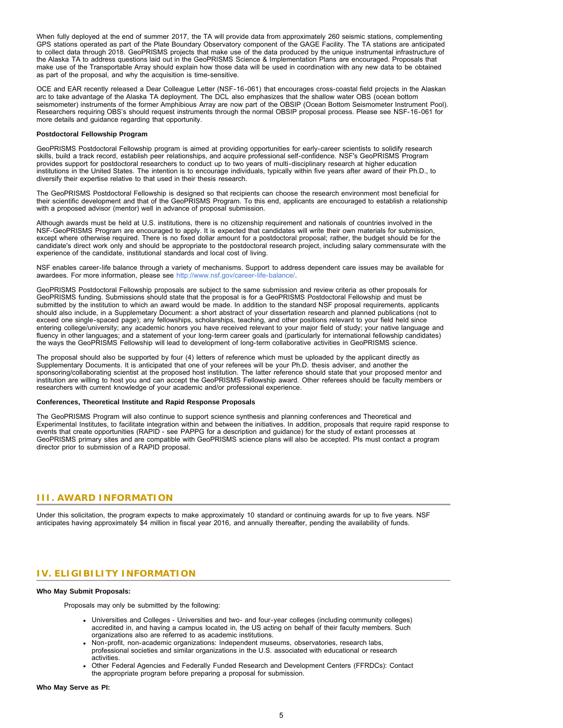When fully deployed at the end of summer 2017, the TA will provide data from approximately 260 seismic stations, complementing GPS stations operated as part of the Plate Boundary Observatory component of the GAGE Facility. The TA stations are anticipated to collect data through 2018. GeoPRISMS projects that make use of the data produced by the unique instrumental infrastructure of the Alaska TA to address questions laid out in the GeoPRISMS Science & Implementation Plans are encouraged. Proposals that make use of the Transportable Array should explain how those data will be used in coordination with any new data to be obtained as part of the proposal, and why the acquisition is time-sensitive.

OCE and EAR recently released a Dear Colleague Letter (NSF-16-061) that encourages cross-coastal field projects in the Alaskan arc to take advantage of the Alaska TA deployment. The DCL also emphasizes that the shallow water OBS (ocean bottom seismometer) instruments of the former Amphibious Array are now part of the OBSIP (Ocean Bottom Seismometer Instrument Pool). Researchers requiring OBS's should request instruments through the normal OBSIP proposal process. Please see NSF-16-061 for more details and guidance regarding that opportunity.

**Postdoctoral Fellowship Program**

GeoPRISMS Postdoctoral Fellowship program is aimed at providing opportunities for early-career scientists to solidify research skills, build a track record, establish peer relationships, and acquire professional self-confidence. NSF's GeoPRISMS Program provides support for postdoctoral researchers to conduct up to two years of multi-disciplinary research at higher education institutions in the United States. The intention is to encourage individuals, typically within five years after award of their Ph.D., to diversify their expertise relative to that used in their thesis research.

The GeoPRISMS Postdoctoral Fellowship is designed so that recipients can choose the research environment most beneficial for their scientific development and that of the GeoPRISMS Program. To this end, applicants are encouraged to establish a relationship with a proposed advisor (mentor) well in advance of proposal submission.

Although awards must be held at U.S. institutions, there is no citizenship requirement and nationals of countries involved in the NSF-GeoPRISMS Program are encouraged to apply. It is expected that candidates will write their own materials for submission, except where otherwise required. There is no fixed dollar amount for a postdoctoral proposal; rather, the budget should be for the candidate's direct work only and should be appropriate to the postdoctoral research project, including salary commensurate with the experience of the candidate, institutional standards and local cost of living.

NSF enables career-life balance through a variety of mechanisms. Support to address dependent care issues may be available for awardees. For more information, please see http://www.nsf.gov/career-life-balance/.

GeoPRISMS Postdoctoral Fellowship proposals are subject to the same submission and review criteria as other proposals for GeoPRISMS funding. Submissions should state that the proposal is for a GeoPRISMS Postdoctoral Fellowship and must be submitted by the institution to which an award would be made. In addition to the standard NSF proposal requirements, applicants should also include, in a Supplementary Document: a short abstract of your dissertation research and planned publications (not to exceed one single-spaced page); any fellowships, scholarships, teaching, and other positions relevant to your field held since entering college/university; any academic honors you have received relevant to your major field of study; your native language and fluency in other languages; and a statement of your long-term career goals and (particularly for international fellowship candidates) the ways the GeoPRISMS Fellowship will lead to development of long-term collaborative activities in GeoPRISMS science.

The proposal should also be supported by four (4) letters of reference which must be uploaded by the applicant directly as Supplementary Documents. It is anticipated that one of your referees will be your Ph.D. thesis adviser, and another the sponsoring/collaborating scientist at the proposed host institution. The latter reference should state that your proposed mentor and institution are willing to host you and can accept the GeoPRISMS Fellowship award. Other referees should be faculty members or researchers with current knowledge of your academic and/or professional experience.

**Conferences, Theoretical Institute and Rapid Response Proposals**

The GeoPRISMS Program will also continue to support science synthesis and planning conferences and Theoretical and Experimental Institutes, to facilitate integration within and between the initiatives. In addition, proposals that require rapid response to events that create opportunities (RAPID - see PAPPG for a description and guidance) for the study of extant processes at GeoPRISMS primary sites and are compatible with GeoPRISMS science plans will also be accepted. PIs must contact a program director prior to submission of a RAPID proposal.

## III. AWARD INFORMATION

Under this solicitation, the program expects to make approximately 10 standard or continuing awards for up to five years. NSF anticipates having approximately $4 million in fiscal year 2016, and annually thereafter, pending the availability of funds.

## IV. ELIGIBILITY INFORMATION

**Who May Submit Proposals:**

Proposals may only be submitted by the following:

- Universities and Colleges - Universities and two- and four-year colleges (including community colleges) accredited in, and having a campus located in, the US acting on behalf of their faculty members. Such organizations also are referred to as academic institutions.
- Non-profit, non-academic organizations: Independent museums, observatories, research labs, professional societies and similar organizations in the U.S. associated with educational or research activities.
- Other Federal Agencies and Federally Funded Research and Development Centers (FFRDCs): Contact the appropriate program before preparing a proposal for submission.

**Who May Serve as PI:**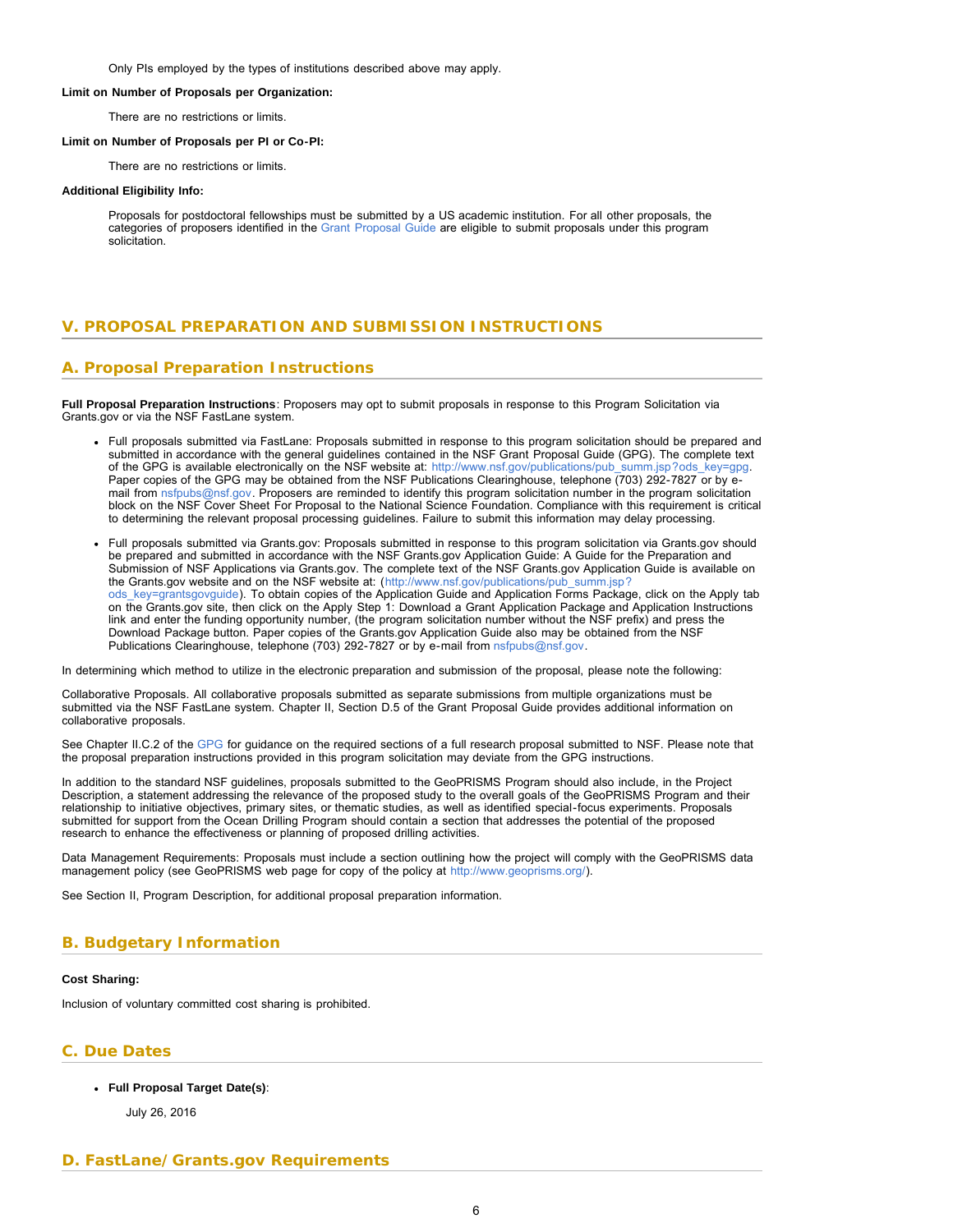Only PIs employed by the types of institutions described above may apply.

**Limit on Number of Proposals per Organization:**

There are no restrictions or limits.

**Limit on Number of Proposals per PI or Co-PI:**

There are no restrictions or limits.

**Additional Eligibility Info:**

Proposals for postdoctoral fellowships must be submitted by a US academic institution. For all other proposals, the categories of proposers identified in the Grant Proposal Guide are eligible to submit proposals under this program solicitation.

## V. PROPOSAL PREPARATION AND SUBMISSION INSTRUCTIONS

### A. Proposal Preparation Instructions

**Full Proposal Preparation Instructions**: Proposers may opt to submit proposals in response to this Program Solicitation via Grants.gov or via the NSF FastLane system.

- Full proposals submitted via FastLane: Proposals submitted in response to this program solicitation should be prepared and submitted in accordance with the general guidelines contained in the NSF Grant Proposal Guide (GPG). The complete text of the GPG is available electronically on the NSF website at: http://www.nsf.gov/publications/pub_summ.jsp?ods_key=gpg. Paper copies of the GPG may be obtained from the NSF Publications Clearinghouse, telephone (703) 292-7827 or by e-mail from nsfpubs@nsf.gov. Proposers are reminded to identify this program solicitation number in the program solicitation block on the NSF Cover Sheet For Proposal to the National Science Foundation. Compliance with this requirement is critical to determining the relevant proposal processing guidelines. Failure to submit this information may delay processing.

- Full proposals submitted via Grants.gov: Proposals submitted in response to this program solicitation via Grants.gov should be prepared and submitted in accordance with the NSF Grants.gov Application Guide: A Guide for the Preparation and Submission of NSF Applications via Grants.gov. The complete text of the NSF Grants.gov Application Guide is available on the Grants.gov website and on the NSF website at: (http://www.nsf.gov/publications/pub_summ.jsp?ods_key=grantsgovguide). To obtain copies of the Application Guide and Application Forms Package, click on the Apply tab on the Grants.gov site, then click on the Apply Step 1: Download a Grant Application Package and Application Instructions link and enter the funding opportunity number, (the program solicitation number without the NSF prefix) and press the Download Package button. Paper copies of the Grants.gov Application Guide also may be obtained from the NSF Publications Clearinghouse, telephone (703) 292-7827 or by e-mail from nsfpubs@nsf.gov.

In determining which method to utilize in the electronic preparation and submission of the proposal, please note the following:

Collaborative Proposals. All collaborative proposals submitted as separate submissions from multiple organizations must be submitted via the NSF FastLane system. Chapter II, Section D.5 of the Grant Proposal Guide provides additional information on collaborative proposals.

See Chapter II.C.2 of the GPG for guidance on the required sections of a full research proposal submitted to NSF. Please note that the proposal preparation instructions provided in this program solicitation may deviate from the GPG instructions.

In addition to the standard NSF guidelines, proposals submitted to the GeoPRISMS Program should also include, in the Project Description, a statement addressing the relevance of the proposed study to the overall goals of the GeoPRISMS Program and their relationship to initiative objectives, primary sites, or thematic studies, as well as identified special-focus experiments. Proposals submitted for support from the Ocean Drilling Program should contain a section that addresses the potential of the proposed research to enhance the effectiveness or planning of proposed drilling activities.

Data Management Requirements: Proposals must include a section outlining how the project will comply with the GeoPRISMS data management policy (see GeoPRISMS web page for copy of the policy at http://www.geoprisms.org/).

See Section II, Program Description, for additional proposal preparation information.

### B. Budgetary Information

**Cost Sharing:**

Inclusion of voluntary committed cost sharing is prohibited.

### C. Due Dates

- **Full Proposal Target Date(s)**:

  July 26, 2016

### D. FastLane/Grants.gov Requirements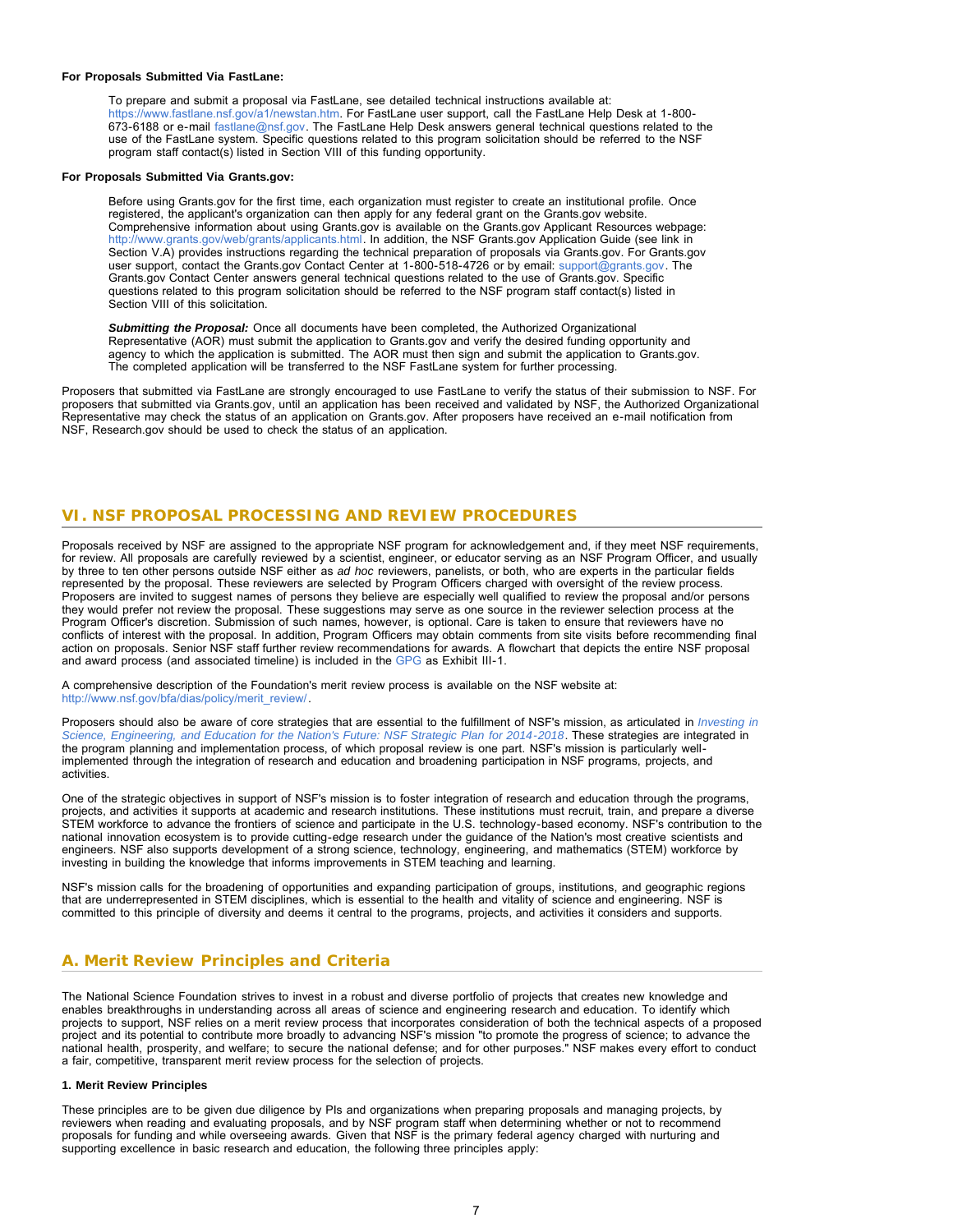**For Proposals Submitted Via FastLane:**

To prepare and submit a proposal via FastLane, see detailed technical instructions available at: https://www.fastlane.nsf.gov/a1/newstan.htm. For FastLane user support, call the FastLane Help Desk at 1-800-673-6188 or e-mail fastlane@nsf.gov. The FastLane Help Desk answers general technical questions related to the use of the FastLane system. Specific questions related to this program solicitation should be referred to the NSF program staff contact(s) listed in Section VIII of this funding opportunity.

**For Proposals Submitted Via Grants.gov:**

Before using Grants.gov for the first time, each organization must register to create an institutional profile. Once registered, the applicant's organization can then apply for any federal grant on the Grants.gov website. Comprehensive information about using Grants.gov is available on the Grants.gov Applicant Resources webpage: http://www.grants.gov/web/grants/applicants.html. In addition, the NSF Grants.gov Application Guide (see link in Section V.A) provides instructions regarding the technical preparation of proposals via Grants.gov. For Grants.gov user support, contact the Grants.gov Contact Center at 1-800-518-4726 or by email: support@grants.gov. The Grants.gov Contact Center answers general technical questions related to the use of Grants.gov. Specific questions related to this program solicitation should be referred to the NSF program staff contact(s) listed in Section VIII of this solicitation.

***Submitting the Proposal:*** Once all documents have been completed, the Authorized Organizational Representative (AOR) must submit the application to Grants.gov and verify the desired funding opportunity and agency to which the application is submitted. The AOR must then sign and submit the application to Grants.gov. The completed application will be transferred to the NSF FastLane system for further processing.

Proposers that submitted via FastLane are strongly encouraged to use FastLane to verify the status of their submission to NSF. For proposers that submitted via Grants.gov, until an application has been received and validated by NSF, the Authorized Organizational Representative may check the status of an application on Grants.gov. After proposers have received an e-mail notification from NSF, Research.gov should be used to check the status of an application.

## VI. NSF PROPOSAL PROCESSING AND REVIEW PROCEDURES

Proposals received by NSF are assigned to the appropriate NSF program for acknowledgement and, if they meet NSF requirements, for review. All proposals are carefully reviewed by a scientist, engineer, or educator serving as an NSF Program Officer, and usually by three to ten other persons outside NSF either as *ad hoc* reviewers, panelists, or both, who are experts in the particular fields represented by the proposal. These reviewers are selected by Program Officers charged with oversight of the review process. Proposers are invited to suggest names of persons they believe are especially well qualified to review the proposal and/or persons they would prefer not review the proposal. These suggestions may serve as one source in the reviewer selection process at the Program Officer's discretion. Submission of such names, however, is optional. Care is taken to ensure that reviewers have no conflicts of interest with the proposal. In addition, Program Officers may obtain comments from site visits before recommending final action on proposals. Senior NSF staff further review recommendations for awards. A flowchart that depicts the entire NSF proposal and award process (and associated timeline) is included in the GPG as Exhibit III-1.

A comprehensive description of the Foundation's merit review process is available on the NSF website at: http://www.nsf.gov/bfa/dias/policy/merit_review/.

Proposers should also be aware of core strategies that are essential to the fulfillment of NSF's mission, as articulated in *Investing in Science, Engineering, and Education for the Nation's Future: NSF Strategic Plan for 2014-2018*. These strategies are integrated in the program planning and implementation process, of which proposal review is one part. NSF's mission is particularly well-implemented through the integration of research and education and broadening participation in NSF programs, projects, and activities.

One of the strategic objectives in support of NSF's mission is to foster integration of research and education through the programs, projects, and activities it supports at academic and research institutions. These institutions must recruit, train, and prepare a diverse STEM workforce to advance the frontiers of science and participate in the U.S. technology-based economy. NSF's contribution to the national innovation ecosystem is to provide cutting-edge research under the guidance of the Nation's most creative scientists and engineers. NSF also supports development of a strong science, technology, engineering, and mathematics (STEM) workforce by investing in building the knowledge that informs improvements in STEM teaching and learning.

NSF's mission calls for the broadening of opportunities and expanding participation of groups, institutions, and geographic regions that are underrepresented in STEM disciplines, which is essential to the health and vitality of science and engineering. NSF is committed to this principle of diversity and deems it central to the programs, projects, and activities it considers and supports.

### A. Merit Review Principles and Criteria

The National Science Foundation strives to invest in a robust and diverse portfolio of projects that creates new knowledge and enables breakthroughs in understanding across all areas of science and engineering research and education. To identify which projects to support, NSF relies on a merit review process that incorporates consideration of both the technical aspects of a proposed project and its potential to contribute more broadly to advancing NSF's mission "to promote the progress of science; to advance the national health, prosperity, and welfare; to secure the national defense; and for other purposes." NSF makes every effort to conduct a fair, competitive, transparent merit review process for the selection of projects.

**1. Merit Review Principles**

These principles are to be given due diligence by PIs and organizations when preparing proposals and managing projects, by reviewers when reading and evaluating proposals, and by NSF program staff when determining whether or not to recommend proposals for funding and while overseeing awards. Given that NSF is the primary federal agency charged with nurturing and supporting excellence in basic research and education, the following three principles apply: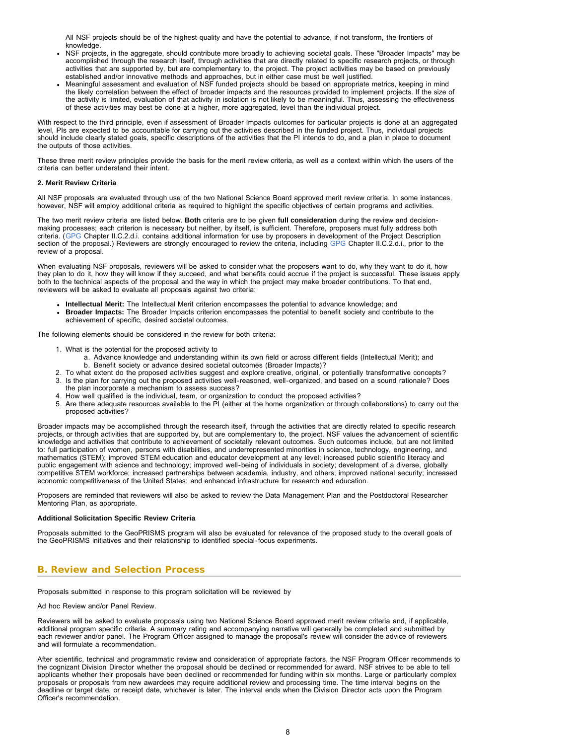All NSF projects should be of the highest quality and have the potential to advance, if not transform, the frontiers of knowledge.

- NSF projects, in the aggregate, should contribute more broadly to achieving societal goals. These "Broader Impacts" may be accomplished through the research itself, through activities that are directly related to specific research projects, or through activities that are supported by, but are complementary to, the project. The project activities may be based on previously established and/or innovative methods and approaches, but in either case must be well justified.
- Meaningful assessment and evaluation of NSF funded projects should be based on appropriate metrics, keeping in mind the likely correlation between the effect of broader impacts and the resources provided to implement projects. If the size of the activity is limited, evaluation of that activity in isolation is not likely to be meaningful. Thus, assessing the effectiveness of these activities may best be done at a higher, more aggregated, level than the individual project.

With respect to the third principle, even if assessment of Broader Impacts outcomes for particular projects is done at an aggregated level, PIs are expected to be accountable for carrying out the activities described in the funded project. Thus, individual projects should include clearly stated goals, specific descriptions of the activities that the PI intends to do, and a plan in place to document the outputs of those activities.

These three merit review principles provide the basis for the merit review criteria, as well as a context within which the users of the criteria can better understand their intent.

**2. Merit Review Criteria**

All NSF proposals are evaluated through use of the two National Science Board approved merit review criteria. In some instances, however, NSF will employ additional criteria as required to highlight the specific objectives of certain programs and activities.

The two merit review criteria are listed below. **Both** criteria are to be given **full consideration** during the review and decision-making processes; each criterion is necessary but neither, by itself, is sufficient. Therefore, proposers must fully address both criteria. (GPG Chapter II.C.2.d.i. contains additional information for use by proposers in development of the Project Description section of the proposal.) Reviewers are strongly encouraged to review the criteria, including GPG Chapter II.C.2.d.i., prior to the review of a proposal.

When evaluating NSF proposals, reviewers will be asked to consider what the proposers want to do, why they want to do it, how they plan to do it, how they will know if they succeed, and what benefits could accrue if the project is successful. These issues apply both to the technical aspects of the proposal and the way in which the project may make broader contributions. To that end, reviewers will be asked to evaluate all proposals against two criteria:

- **Intellectual Merit:** The Intellectual Merit criterion encompasses the potential to advance knowledge; and
- **Broader Impacts:** The Broader Impacts criterion encompasses the potential to benefit society and contribute to the achievement of specific, desired societal outcomes.

The following elements should be considered in the review for both criteria:

1. What is the potential for the proposed activity to
    a. Advance knowledge and understanding within its own field or across different fields (Intellectual Merit); and
    b. Benefit society or advance desired societal outcomes (Broader Impacts)?
2. To what extent do the proposed activities suggest and explore creative, original, or potentially transformative concepts?
3. Is the plan for carrying out the proposed activities well-reasoned, well-organized, and based on a sound rationale? Does the plan incorporate a mechanism to assess success?
4. How well qualified is the individual, team, or organization to conduct the proposed activities?
5. Are there adequate resources available to the PI (either at the home organization or through collaborations) to carry out the proposed activities?

Broader impacts may be accomplished through the research itself, through the activities that are directly related to specific research projects, or through activities that are supported by, but are complementary to, the project. NSF values the advancement of scientific knowledge and activities that contribute to achievement of societally relevant outcomes. Such outcomes include, but are not limited to: full participation of women, persons with disabilities, and underrepresented minorities in science, technology, engineering, and mathematics (STEM); improved STEM education and educator development at any level; increased public scientific literacy and public engagement with science and technology; improved well-being of individuals in society; development of a diverse, globally competitive STEM workforce; increased partnerships between academia, industry, and others; improved national security; increased economic competitiveness of the United States; and enhanced infrastructure for research and education.

Proposers are reminded that reviewers will also be asked to review the Data Management Plan and the Postdoctoral Researcher Mentoring Plan, as appropriate.

**Additional Solicitation Specific Review Criteria**

Proposals submitted to the GeoPRISMS program will also be evaluated for relevance of the proposed study to the overall goals of the GeoPRISMS initiatives and their relationship to identified special-focus experiments.

## B. Review and Selection Process

Proposals submitted in response to this program solicitation will be reviewed by

Ad hoc Review and/or Panel Review.

Reviewers will be asked to evaluate proposals using two National Science Board approved merit review criteria and, if applicable, additional program specific criteria. A summary rating and accompanying narrative will generally be completed and submitted by each reviewer and/or panel. The Program Officer assigned to manage the proposal's review will consider the advice of reviewers and will formulate a recommendation.

After scientific, technical and programmatic review and consideration of appropriate factors, the NSF Program Officer recommends to the cognizant Division Director whether the proposal should be declined or recommended for award. NSF strives to be able to tell applicants whether their proposals have been declined or recommended for funding within six months. Large or particularly complex proposals or proposals from new awardees may require additional review and processing time. The time interval begins on the deadline or target date, or receipt date, whichever is later. The interval ends when the Division Director acts upon the Program Officer's recommendation.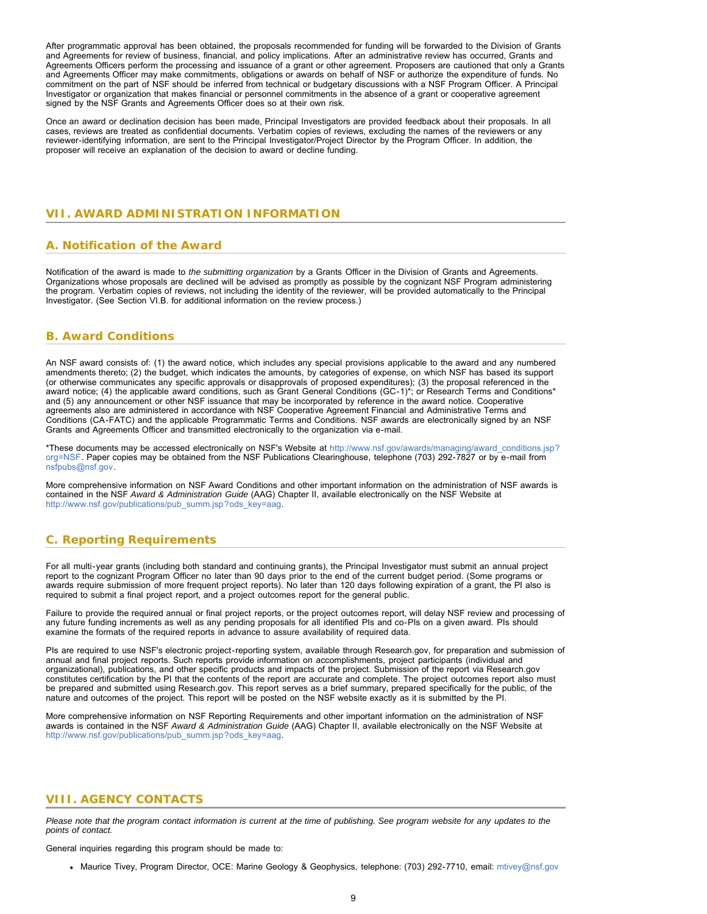After programmatic approval has been obtained, the proposals recommended for funding will be forwarded to the Division of Grants and Agreements for review of business, financial, and policy implications. After an administrative review has occurred, Grants and Agreements Officers perform the processing and issuance of a grant or other agreement. Proposers are cautioned that only a Grants and Agreements Officer may make commitments, obligations or awards on behalf of NSF or authorize the expenditure of funds. No commitment on the part of NSF should be inferred from technical or budgetary discussions with a NSF Program Officer. A Principal Investigator or organization that makes financial or personnel commitments in the absence of a grant or cooperative agreement signed by the NSF Grants and Agreements Officer does so at their own risk.

Once an award or declination decision has been made, Principal Investigators are provided feedback about their proposals. In all cases, reviews are treated as confidential documents. Verbatim copies of reviews, excluding the names of the reviewers or any reviewer-identifying information, are sent to the Principal Investigator/Project Director by the Program Officer. In addition, the proposer will receive an explanation of the decision to award or decline funding.

## VII. AWARD ADMINISTRATION INFORMATION

### A. Notification of the Award

Notification of the award is made to *the submitting organization* by a Grants Officer in the Division of Grants and Agreements. Organizations whose proposals are declined will be advised as promptly as possible by the cognizant NSF Program administering the program. Verbatim copies of reviews, not including the identity of the reviewer, will be provided automatically to the Principal Investigator. (See Section VI.B. for additional information on the review process.)

### B. Award Conditions

An NSF award consists of: (1) the award notice, which includes any special provisions applicable to the award and any numbered amendments thereto; (2) the budget, which indicates the amounts, by categories of expense, on which NSF has based its support (or otherwise communicates any specific approvals or disapprovals of proposed expenditures); (3) the proposal referenced in the award notice; (4) the applicable award conditions, such as Grant General Conditions (GC-1)*; or Research Terms and Conditions* and (5) any announcement or other NSF issuance that may be incorporated by reference in the award notice. Cooperative agreements also are administered in accordance with NSF Cooperative Agreement Financial and Administrative Terms and Conditions (CA-FATC) and the applicable Programmatic Terms and Conditions. NSF awards are electronically signed by an NSF Grants and Agreements Officer and transmitted electronically to the organization via e-mail.

*These documents may be accessed electronically on NSF's Website at http://www.nsf.gov/awards/managing/award_conditions.jsp?org=NSF. Paper copies may be obtained from the NSF Publications Clearinghouse, telephone (703) 292-7827 or by e-mail from nsfpubs@nsf.gov.

More comprehensive information on NSF Award Conditions and other important information on the administration of NSF awards is contained in the NSF *Award & Administration Guide* (AAG) Chapter II, available electronically on the NSF Website at http://www.nsf.gov/publications/pub_summ.jsp?ods_key=aag.

### C. Reporting Requirements

For all multi-year grants (including both standard and continuing grants), the Principal Investigator must submit an annual project report to the cognizant Program Officer no later than 90 days prior to the end of the current budget period. (Some programs or awards require submission of more frequent project reports). No later than 120 days following expiration of a grant, the PI also is required to submit a final project report, and a project outcomes report for the general public.

Failure to provide the required annual or final project reports, or the project outcomes report, will delay NSF review and processing of any future funding increments as well as any pending proposals for all identified PIs and co-PIs on a given award. PIs should examine the formats of the required reports in advance to assure availability of required data.

PIs are required to use NSF's electronic project-reporting system, available through Research.gov, for preparation and submission of annual and final project reports. Such reports provide information on accomplishments, project participants (individual and organizational), publications, and other specific products and impacts of the project. Submission of the report via Research.gov constitutes certification by the PI that the contents of the report are accurate and complete. The project outcomes report also must be prepared and submitted using Research.gov. This report serves as a brief summary, prepared specifically for the public, of the nature and outcomes of the project. This report will be posted on the NSF website exactly as it is submitted by the PI.

More comprehensive information on NSF Reporting Requirements and other important information on the administration of NSF awards is contained in the NSF *Award & Administration Guide* (AAG) Chapter II, available electronically on the NSF Website at http://www.nsf.gov/publications/pub_summ.jsp?ods_key=aag.

## VIII. AGENCY CONTACTS

*Please note that the program contact information is current at the time of publishing. See program website for any updates to the points of contact.*

General inquiries regarding this program should be made to:

- Maurice Tivey, Program Director, OCE: Marine Geology & Geophysics, telephone: (703) 292-7710, email: mtivey@nsf.gov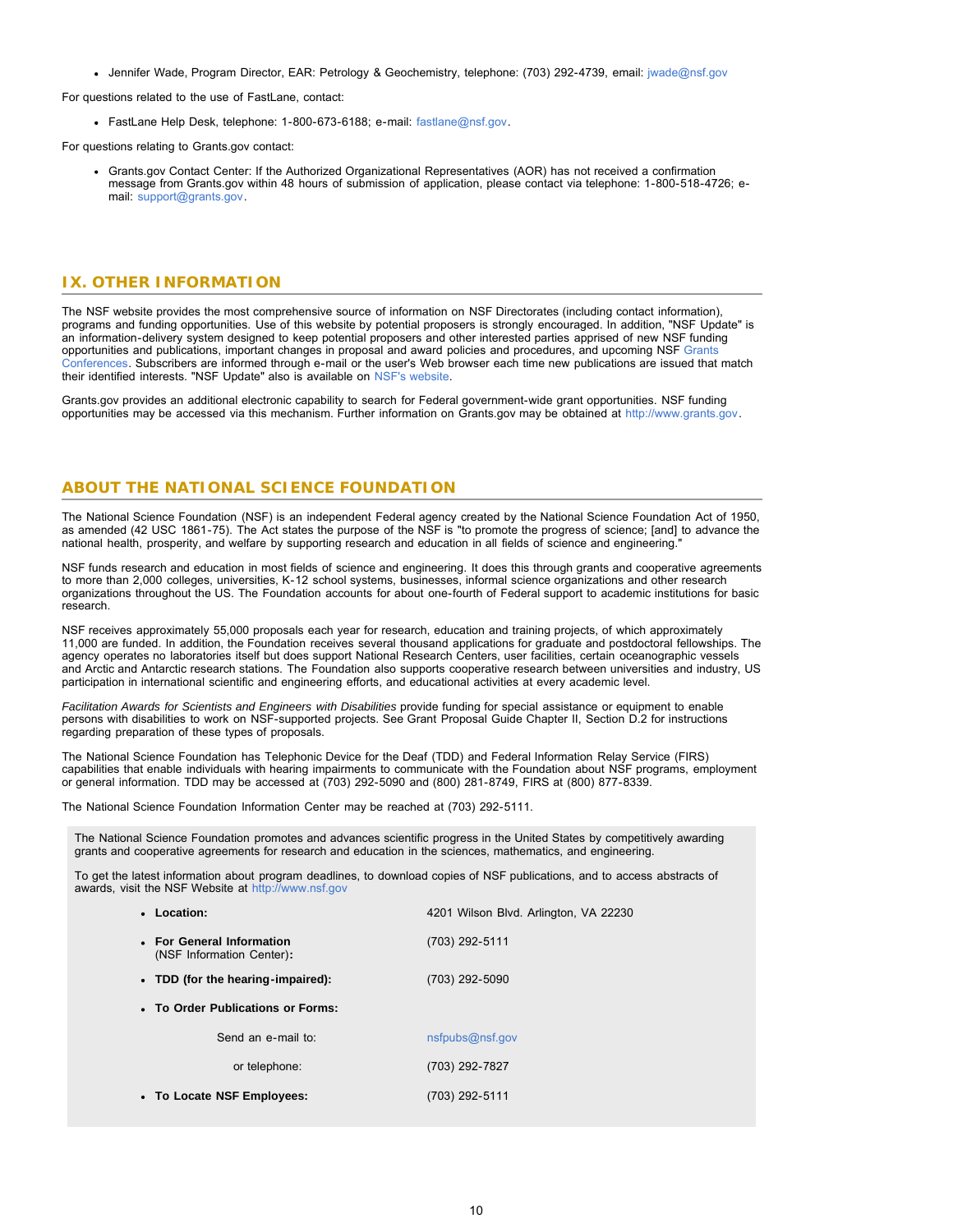- Jennifer Wade, Program Director, EAR: Petrology & Geochemistry, telephone: (703) 292-4739, email: jwade@nsf.gov

For questions related to the use of FastLane, contact:

- FastLane Help Desk, telephone: 1-800-673-6188; e-mail: fastlane@nsf.gov.

For questions relating to Grants.gov contact:

- Grants.gov Contact Center: If the Authorized Organizational Representatives (AOR) has not received a confirmation message from Grants.gov within 48 hours of submission of application, please contact via telephone: 1-800-518-4726; e-mail: support@grants.gov.

## IX. OTHER INFORMATION

The NSF website provides the most comprehensive source of information on NSF Directorates (including contact information), programs and funding opportunities. Use of this website by potential proposers is strongly encouraged. In addition, "NSF Update" is an information-delivery system designed to keep potential proposers and other interested parties apprised of new NSF funding opportunities and publications, important changes in proposal and award policies and procedures, and upcoming NSF Grants Conferences. Subscribers are informed through e-mail or the user's Web browser each time new publications are issued that match their identified interests. "NSF Update" also is available on NSF's website.

Grants.gov provides an additional electronic capability to search for Federal government-wide grant opportunities. NSF funding opportunities may be accessed via this mechanism. Further information on Grants.gov may be obtained at http://www.grants.gov.

## ABOUT THE NATIONAL SCIENCE FOUNDATION

The National Science Foundation (NSF) is an independent Federal agency created by the National Science Foundation Act of 1950, as amended (42 USC 1861-75). The Act states the purpose of the NSF is "to promote the progress of science; [and] to advance the national health, prosperity, and welfare by supporting research and education in all fields of science and engineering."

NSF funds research and education in most fields of science and engineering. It does this through grants and cooperative agreements to more than 2,000 colleges, universities, K-12 school systems, businesses, informal science organizations and other research organizations throughout the US. The Foundation accounts for about one-fourth of Federal support to academic institutions for basic research.

NSF receives approximately 55,000 proposals each year for research, education and training projects, of which approximately 11,000 are funded. In addition, the Foundation receives several thousand applications for graduate and postdoctoral fellowships. The agency operates no laboratories itself but does support National Research Centers, user facilities, certain oceanographic vessels and Arctic and Antarctic research stations. The Foundation also supports cooperative research between universities and industry, US participation in international scientific and engineering efforts, and educational activities at every academic level.

*Facilitation Awards for Scientists and Engineers with Disabilities* provide funding for special assistance or equipment to enable persons with disabilities to work on NSF-supported projects. See Grant Proposal Guide Chapter II, Section D.2 for instructions regarding preparation of these types of proposals.

The National Science Foundation has Telephonic Device for the Deaf (TDD) and Federal Information Relay Service (FIRS) capabilities that enable individuals with hearing impairments to communicate with the Foundation about NSF programs, employment or general information. TDD may be accessed at (703) 292-5090 and (800) 281-8749, FIRS at (800) 877-8339.

The National Science Foundation Information Center may be reached at (703) 292-5111.

The National Science Foundation promotes and advances scientific progress in the United States by competitively awarding grants and cooperative agreements for research and education in the sciences, mathematics, and engineering.

To get the latest information about program deadlines, to download copies of NSF publications, and to access abstracts of awards, visit the NSF Website at http://www.nsf.gov

- **Location:** 4201 Wilson Blvd. Arlington, VA 22230
- **For General Information** (NSF Information Center)**:** (703) 292-5111
- **TDD (for the hearing-impaired):** (703) 292-5090
- **To Order Publications or Forms:**
  - Send an e-mail to: nsfpubs@nsf.gov
  - or telephone: (703) 292-7827
- **To Locate NSF Employees:** (703) 292-5111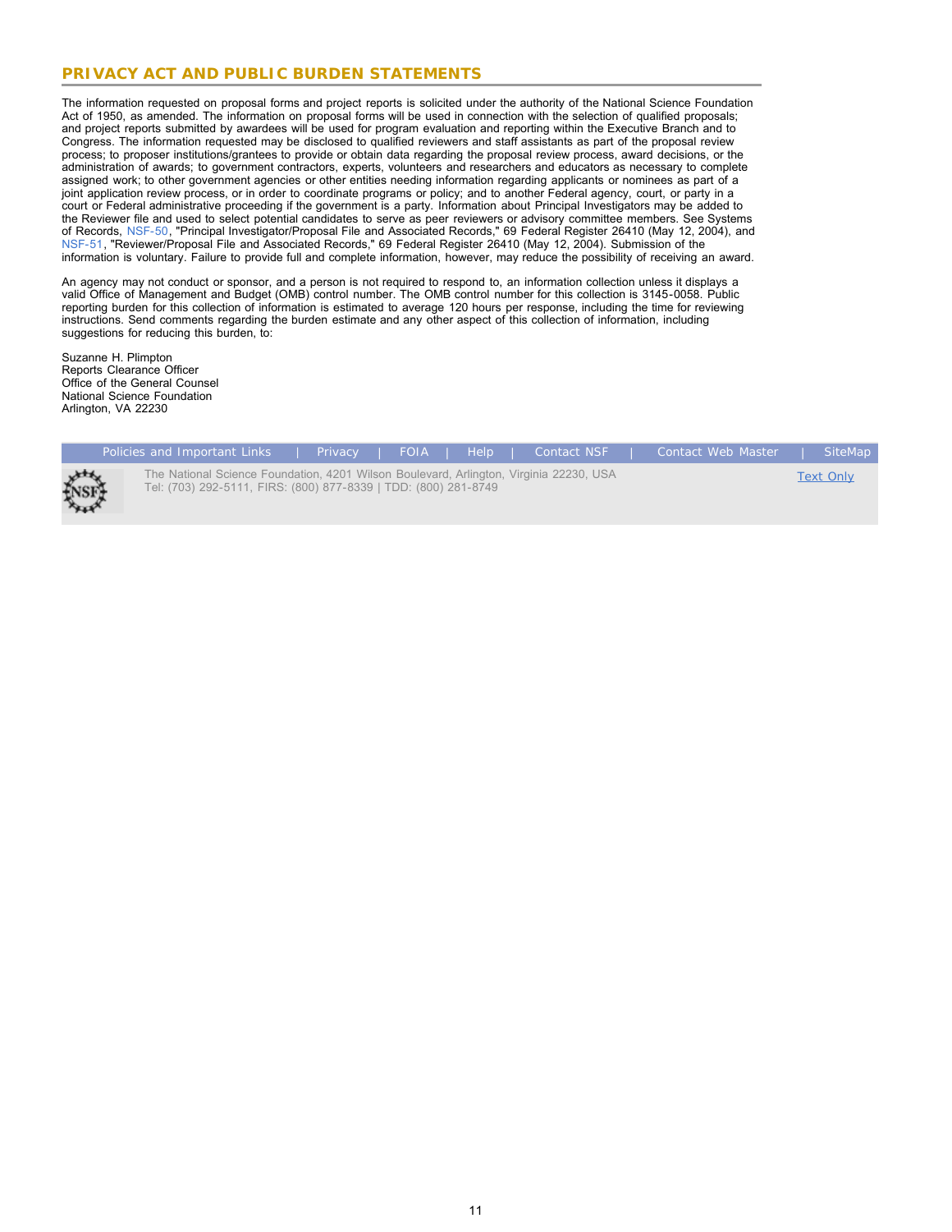## PRIVACY ACT AND PUBLIC BURDEN STATEMENTS

The information requested on proposal forms and project reports is solicited under the authority of the National Science Foundation Act of 1950, as amended. The information on proposal forms will be used in connection with the selection of qualified proposals; and project reports submitted by awardees will be used for program evaluation and reporting within the Executive Branch and to Congress. The information requested may be disclosed to qualified reviewers and staff assistants as part of the proposal review process; to proposer institutions/grantees to provide or obtain data regarding the proposal review process, award decisions, or the administration of awards; to government contractors, experts, volunteers and researchers and educators as necessary to complete assigned work; to other government agencies or other entities needing information regarding applicants or nominees as part of a joint application review process, or in order to coordinate programs or policy; and to another Federal agency, court, or party in a court or Federal administrative proceeding if the government is a party. Information about Principal Investigators may be added to the Reviewer file and used to select potential candidates to serve as peer reviewers or advisory committee members. See Systems of Records, NSF-50, "Principal Investigator/Proposal File and Associated Records," 69 Federal Register 26410 (May 12, 2004), and NSF-51, "Reviewer/Proposal File and Associated Records," 69 Federal Register 26410 (May 12, 2004). Submission of the information is voluntary. Failure to provide full and complete information, however, may reduce the possibility of receiving an award.

An agency may not conduct or sponsor, and a person is not required to respond to, an information collection unless it displays a valid Office of Management and Budget (OMB) control number. The OMB control number for this collection is 3145-0058. Public reporting burden for this collection of information is estimated to average 120 hours per response, including the time for reviewing instructions. Send comments regarding the burden estimate and any other aspect of this collection of information, including suggestions for reducing this burden, to:

Suzanne H. Plimpton
Reports Clearance Officer
Office of the General Counsel
National Science Foundation
Arlington, VA 22230

Policies and Important Links | Privacy | FOIA | Help | Contact NSF | Contact Web Master | SiteMap

The National Science Foundation, 4201 Wilson Boulevard, Arlington, Virginia 22230, USA
Tel: (703) 292-5111, FIRS: (800) 877-8339 | TDD: (800) 281-8749

Text Only